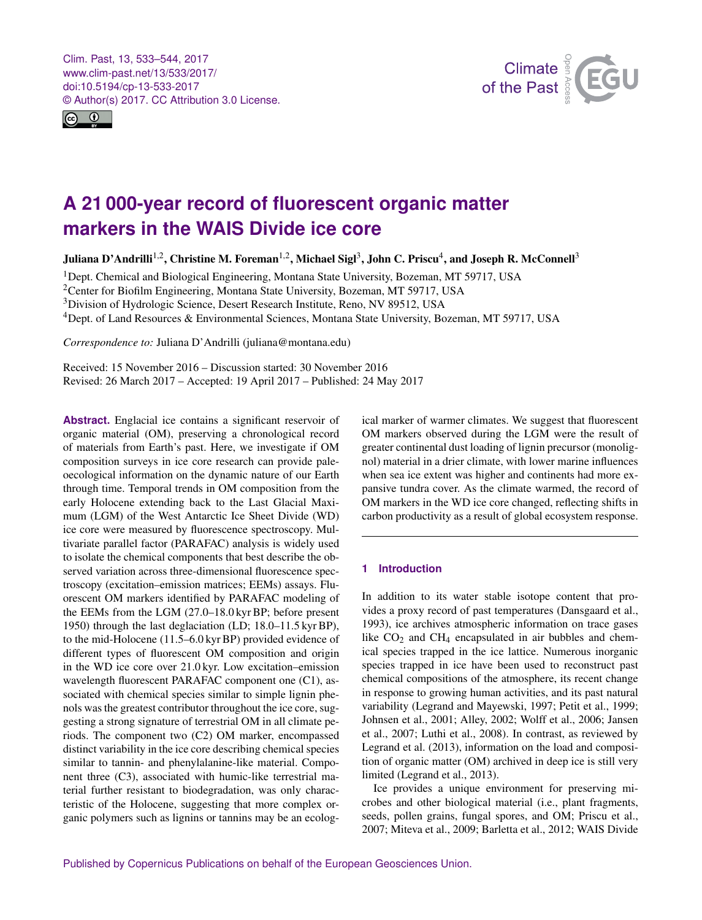# A 21 000-year record of fluorescent organic matter markers in the WAIS Divide ice core

**Juliana D'Andrilli[1,2], Christine M. Foreman[1,2], Michael Sigl[3], John C. Priscu[4], and Joseph R. McConnell[3]**

[1]Dept. Chemical and Biological Engineering, Montana State University, Bozeman, MT 59717, USA
[2]Center for Biofilm Engineering, Montana State University, Bozeman, MT 59717, USA
[3]Division of Hydrologic Science, Desert Research Institute, Reno, NV 89512, USA
[4]Dept. of Land Resources & Environmental Sciences, Montana State University, Bozeman, MT 59717, USA

*Correspondence to:* Juliana D'Andrilli (juliana@montana.edu)

Received: 15 November 2016 – Discussion started: 30 November 2016
Revised: 26 March 2017 – Accepted: 19 April 2017 – Published: 24 May 2017

**Abstract.** Englacial ice contains a significant reservoir of organic material (OM), preserving a chronological record of materials from Earth's past. Here, we investigate if OM composition surveys in ice core research can provide paleoecological information on the dynamic nature of our Earth through time. Temporal trends in OM composition from the early Holocene extending back to the Last Glacial Maximum (LGM) of the West Antarctic Ice Sheet Divide (WD) ice core were measured by fluorescence spectroscopy. Multivariate parallel factor (PARAFAC) analysis is widely used to isolate the chemical components that best describe the observed variation across three-dimensional fluorescence spectroscopy (excitation–emission matrices; EEMs) assays. Fluorescent OM markers identified by PARAFAC modeling of the EEMs from the LGM (27.0–18.0 kyr BP; before present 1950) through the last deglaciation (LD; 18.0–11.5 kyr BP), to the mid-Holocene (11.5–6.0 kyr BP) provided evidence of different types of fluorescent OM composition and origin in the WD ice core over 21.0 kyr. Low excitation–emission wavelength fluorescent PARAFAC component one (C1), associated with chemical species similar to simple lignin phenols was the greatest contributor throughout the ice core, suggesting a strong signature of terrestrial OM in all climate periods. The component two (C2) OM marker, encompassed distinct variability in the ice core describing chemical species similar to tannin- and phenylalanine-like material. Component three (C3), associated with humic-like terrestrial material further resistant to biodegradation, was only characteristic of the Holocene, suggesting that more complex organic polymers such as lignins or tannins may be an ecological marker of warmer climates. We suggest that fluorescent OM markers observed during the LGM were the result of greater continental dust loading of lignin precursor (monolignol) material in a drier climate, with lower marine influences when sea ice extent was higher and continents had more expansive tundra cover. As the climate warmed, the record of OM markers in the WD ice core changed, reflecting shifts in carbon productivity as a result of global ecosystem response.

## 1 Introduction

In addition to its water stable isotope content that provides a proxy record of past temperatures (Dansgaard et al., 1993), ice archives atmospheric information on trace gases like $CO_2$ and $CH_4$ encapsulated in air bubbles and chemical species trapped in the ice lattice. Numerous inorganic species trapped in ice have been used to reconstruct past chemical compositions of the atmosphere, its recent change in response to growing human activities, and its past natural variability (Legrand and Mayewski, 1997; Petit et al., 1999; Johnsen et al., 2001; Alley, 2002; Wolff et al., 2006; Jansen et al., 2007; Luthi et al., 2008). In contrast, as reviewed by Legrand et al. (2013), information on the load and composition of organic matter (OM) archived in deep ice is still very limited (Legrand et al., 2013).

Ice provides a unique environment for preserving microbes and other biological material (i.e., plant fragments, seeds, pollen grains, fungal spores, and OM; Priscu et al., 2007; Miteva et al., 2009; Barletta et al., 2012; WAIS Divide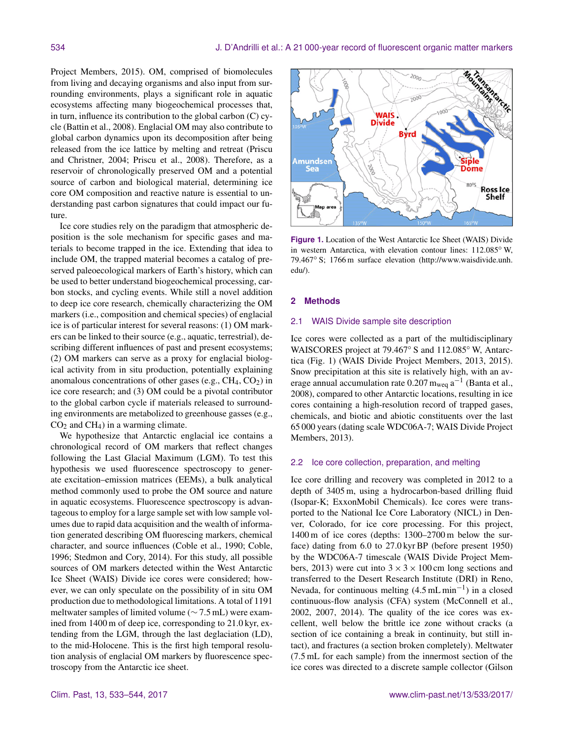Project Members, 2015). OM, comprised of biomolecules from living and decaying organisms and also input from surrounding environments, plays a significant role in aquatic ecosystems affecting many biogeochemical processes that, in turn, influence its contribution to the global carbon (C) cycle (Battin et al., 2008). Englacial OM may also contribute to global carbon dynamics upon its decomposition after being released from the ice lattice by melting and retreat (Priscu and Christner, 2004; Priscu et al., 2008). Therefore, as a reservoir of chronologically preserved OM and a potential source of carbon and biological material, determining ice core OM composition and reactive nature is essential to understanding past carbon signatures that could impact our future.

Ice core studies rely on the paradigm that atmospheric deposition is the sole mechanism for specific gases and materials to become trapped in the ice. Extending that idea to include OM, the trapped material becomes a catalog of preserved paleoecological markers of Earth's history, which can be used to better understand biogeochemical processing, carbon stocks, and cycling events. While still a novel addition to deep ice core research, chemically characterizing the OM markers (i.e., composition and chemical species) of englacial ice is of particular interest for several reasons: (1) OM markers can be linked to their source (e.g., aquatic, terrestrial), describing different influences of past and present ecosystems; (2) OM markers can serve as a proxy for englacial biological activity from in situ production, potentially explaining anomalous concentrations of other gases (e.g., $CH_4$, $CO_2$) in ice core research; and (3) OM could be a pivotal contributor to the global carbon cycle if materials released to surrounding environments are metabolized to greenhouse gasses (e.g., $CO_2$ and $CH_4$) in a warming climate.

We hypothesize that Antarctic englacial ice contains a chronological record of OM markers that reflect changes following the Last Glacial Maximum (LGM). To test this hypothesis we used fluorescence spectroscopy to generate excitation–emission matrices (EEMs), a bulk analytical method commonly used to probe the OM source and nature in aquatic ecosystems. Fluorescence spectroscopy is advantageous to employ for a large sample set with low sample volumes due to rapid data acquisition and the wealth of information generated describing OM fluorescing markers, chemical character, and source influences (Coble et al., 1990; Coble, 1996; Stedmon and Cory, 2014). For this study, all possible sources of OM markers detected within the West Antarctic Ice Sheet (WAIS) Divide ice cores were considered; however, we can only speculate on the possibility of in situ OM production due to methodological limitations. A total of 1191 meltwater samples of limited volume (∼ 7.5 mL) were examined from 1400 m of deep ice, corresponding to 21.0 kyr, extending from the LGM, through the last deglaciation (LD), to the mid-Holocene. This is the first high temporal resolution analysis of englacial OM markers by fluorescence spectroscopy from the Antarctic ice sheet.

**Figure 1.** Location of the West Antarctic Ice Sheet (WAIS) Divide in western Antarctica, with elevation contour lines: 112.085° W, 79.467° S; 1766 m surface elevation (http://www.waisdivide.unh.edu/).

## 2 Methods

### 2.1 WAIS Divide sample site description

Ice cores were collected as a part of the multidisciplinary WAISCORES project at 79.467° S and 112.085° W, Antarctica (Fig. 1) (WAIS Divide Project Members, 2013, 2015). Snow precipitation at this site is relatively high, with an average annual accumulation rate 0.207 $m_{weq}\,a^{-1}$ (Banta et al., 2008), compared to other Antarctic locations, resulting in ice cores containing a high-resolution record of trapped gases, chemicals, and biotic and abiotic constituents over the last 65 000 years (dating scale WDC06A-7; WAIS Divide Project Members, 2013).

### 2.2 Ice core collection, preparation, and melting

Ice core drilling and recovery was completed in 2012 to a depth of 3405 m, using a hydrocarbon-based drilling fluid (Isopar-K; ExxonMobil Chemicals). Ice cores were transported to the National Ice Core Laboratory (NICL) in Denver, Colorado, for ice core processing. For this project, 1400 m of ice cores (depths: 1300–2700 m below the surface) dating from 6.0 to 27.0 kyr BP (before present 1950) by the WDC06A-7 timescale (WAIS Divide Project Members, 2013) were cut into 3 × 3 × 100 cm long sections and transferred to the Desert Research Institute (DRI) in Reno, Nevada, for continuous melting (4.5 mL $min^{-1}$) in a closed continuous-flow analysis (CFA) system (McConnell et al., 2002, 2007, 2014). The quality of the ice cores was excellent, well below the brittle ice zone without cracks (a section of ice containing a break in continuity, but still intact), and fractures (a section broken completely). Meltwater (7.5 mL for each sample) from the innermost section of the ice cores was directed to a discrete sample collector (Gilson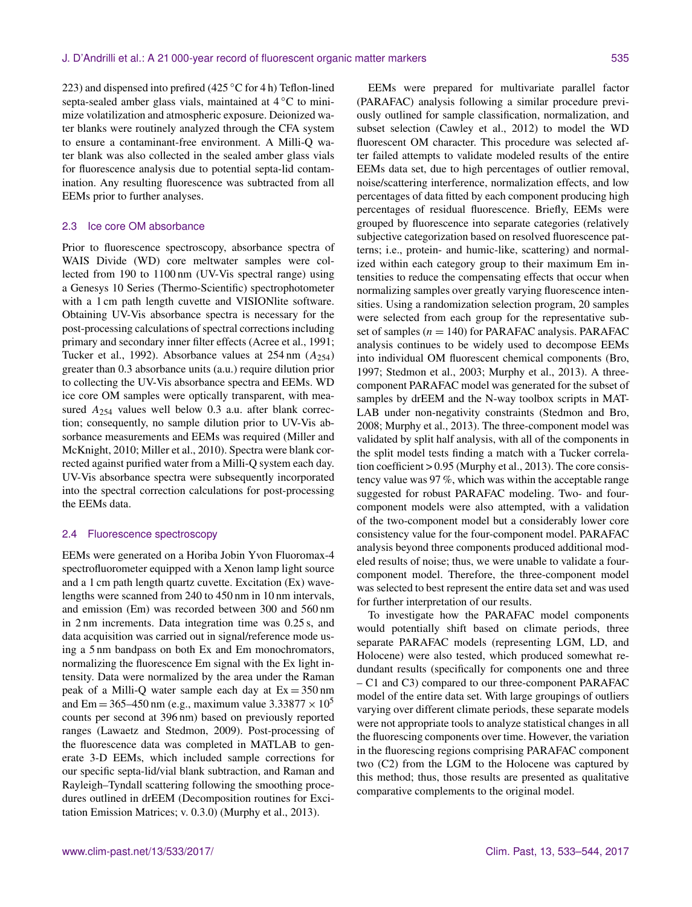223) and dispensed into prefired (425 °C for 4 h) Teflon-lined septa-sealed amber glass vials, maintained at 4 °C to minimize volatilization and atmospheric exposure. Deionized water blanks were routinely analyzed through the CFA system to ensure a contaminant-free environment. A Milli-Q water blank was also collected in the sealed amber glass vials for fluorescence analysis due to potential septa-lid contamination. Any resulting fluorescence was subtracted from all EEMs prior to further analyses.

## 2.3 Ice core OM absorbance

Prior to fluorescence spectroscopy, absorbance spectra of WAIS Divide (WD) core meltwater samples were collected from 190 to 1100 nm (UV-Vis spectral range) using a Genesys 10 Series (Thermo-Scientific) spectrophotometer with a 1 cm path length cuvette and VISIONlite software. Obtaining UV-Vis absorbance spectra is necessary for the post-processing calculations of spectral corrections including primary and secondary inner filter effects (Acree et al., 1991; Tucker et al., 1992). Absorbance values at 254 nm ($A_{254}$) greater than 0.3 absorbance units (a.u.) require dilution prior to collecting the UV-Vis absorbance spectra and EEMs. WD ice core OM samples were optically transparent, with measured $A_{254}$ values well below 0.3 a.u. after blank correction; consequently, no sample dilution prior to UV-Vis absorbance measurements and EEMs was required (Miller and McKnight, 2010; Miller et al., 2010). Spectra were blank corrected against purified water from a Milli-Q system each day. UV-Vis absorbance spectra were subsequently incorporated into the spectral correction calculations for post-processing the EEMs data.

## 2.4 Fluorescence spectroscopy

EEMs were generated on a Horiba Jobin Yvon Fluoromax-4 spectrofluorometer equipped with a Xenon lamp light source and a 1 cm path length quartz cuvette. Excitation (Ex) wavelengths were scanned from 240 to 450 nm in 10 nm intervals, and emission (Em) was recorded between 300 and 560 nm in 2 nm increments. Data integration time was 0.25 s, and data acquisition was carried out in signal/reference mode using a 5 nm bandpass on both Ex and Em monochromators, normalizing the fluorescence Em signal with the Ex light intensity. Data were normalized by the area under the Raman peak of a Milli-Q water sample each day at Ex = 350 nm and Em = 365–450 nm (e.g., maximum value $3.33877 \times 10^5$ counts per second at 396 nm) based on previously reported ranges (Lawaetz and Stedmon, 2009). Post-processing of the fluorescence data was completed in MATLAB to generate 3-D EEMs, which included sample corrections for our specific septa-lid/vial blank subtraction, and Raman and Rayleigh–Tyndall scattering following the smoothing procedures outlined in drEEM (Decomposition routines for Excitation Emission Matrices; v. 0.3.0) (Murphy et al., 2013).

EEMs were prepared for multivariate parallel factor (PARAFAC) analysis following a similar procedure previously outlined for sample classification, normalization, and subset selection (Cawley et al., 2012) to model the WD fluorescent OM character. This procedure was selected after failed attempts to validate modeled results of the entire EEMs data set, due to high percentages of outlier removal, noise/scattering interference, normalization effects, and low percentages of data fitted by each component producing high percentages of residual fluorescence. Briefly, EEMs were grouped by fluorescence into separate categories (relatively subjective categorization based on resolved fluorescence patterns; i.e., protein- and humic-like, scattering) and normalized within each category group to their maximum Em intensities to reduce the compensating effects that occur when normalizing samples over greatly varying fluorescence intensities. Using a randomization selection program, 20 samples were selected from each group for the representative subset of samples ($n = 140$) for PARAFAC analysis. PARAFAC analysis continues to be widely used to decompose EEMs into individual OM fluorescent chemical components (Bro, 1997; Stedmon et al., 2003; Murphy et al., 2013). A three-component PARAFAC model was generated for the subset of samples by drEEM and the N-way toolbox scripts in MATLAB under non-negativity constraints (Stedmon and Bro, 2008; Murphy et al., 2013). The three-component model was validated by split half analysis, with all of the components in the split model tests finding a match with a Tucker correlation coefficient > 0.95 (Murphy et al., 2013). The core consistency value was 97 %, which was within the acceptable range suggested for robust PARAFAC modeling. Two- and four-component models were also attempted, with a validation of the two-component model but a considerably lower core consistency value for the four-component model. PARAFAC analysis beyond three components produced additional modeled results of noise; thus, we were unable to validate a four-component model. Therefore, the three-component model was selected to best represent the entire data set and was used for further interpretation of our results.

To investigate how the PARAFAC model components would potentially shift based on climate periods, three separate PARAFAC models (representing LGM, LD, and Holocene) were also tested, which produced somewhat redundant results (specifically for components one and three – C1 and C3) compared to our three-component PARAFAC model of the entire data set. With large groupings of outliers varying over different climate periods, these separate models were not appropriate tools to analyze statistical changes in all the fluorescing components over time. However, the variation in the fluorescing regions comprising PARAFAC component two (C2) from the LGM to the Holocene was captured by this method; thus, those results are presented as qualitative comparative complements to the original model.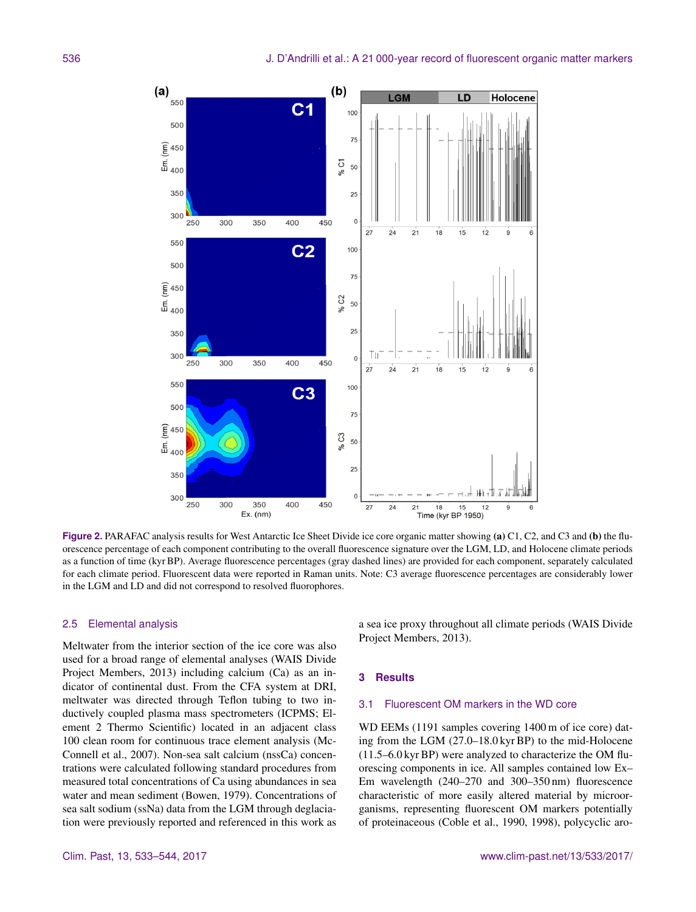Figure 2. PARAFAC analysis results for West Antarctic Ice Sheet Divide ice core organic matter showing **(a)** C1, C2, and C3 and **(b)** the fluorescence percentage of each component contributing to the overall fluorescence signature over the LGM, LD, and Holocene climate periods as a function of time (kyr BP). Average fluorescence percentages (gray dashed lines) are provided for each component, separately calculated for each climate period. Fluorescent data were reported in Raman units. Note: C3 average fluorescence percentages are considerably lower in the LGM and LD and did not correspond to resolved fluorophores.

### 2.5 Elemental analysis

Meltwater from the interior section of the ice core was also used for a broad range of elemental analyses (WAIS Divide Project Members, 2013) including calcium (Ca) as an indicator of continental dust. From the CFA system at DRI, meltwater was directed through Teflon tubing to two inductively coupled plasma mass spectrometers (ICPMS; Element 2 Thermo Scientific) located in an adjacent class 100 clean room for continuous trace element analysis (McConnell et al., 2007). Non-sea salt calcium (nssCa) concentrations were calculated following standard procedures from measured total concentrations of Ca using abundances in sea water and mean sediment (Bowen, 1979). Concentrations of sea salt sodium (ssNa) data from the LGM through deglaciation were previously reported and referenced in this work as a sea ice proxy throughout all climate periods (WAIS Divide Project Members, 2013).

## 3 Results

### 3.1 Fluorescent OM markers in the WD core

WD EEMs (1191 samples covering 1400 m of ice core) dating from the LGM (27.0–18.0 kyr BP) to the mid-Holocene (11.5–6.0 kyr BP) were analyzed to characterize the OM fluorescing components in ice. All samples contained low Ex–Em wavelength (240–270 and 300–350 nm) fluorescence characteristic of more easily altered material by microorganisms, representing fluorescent OM markers potentially of proteinaceous (Coble et al., 1990, 1998), polycyclic aro-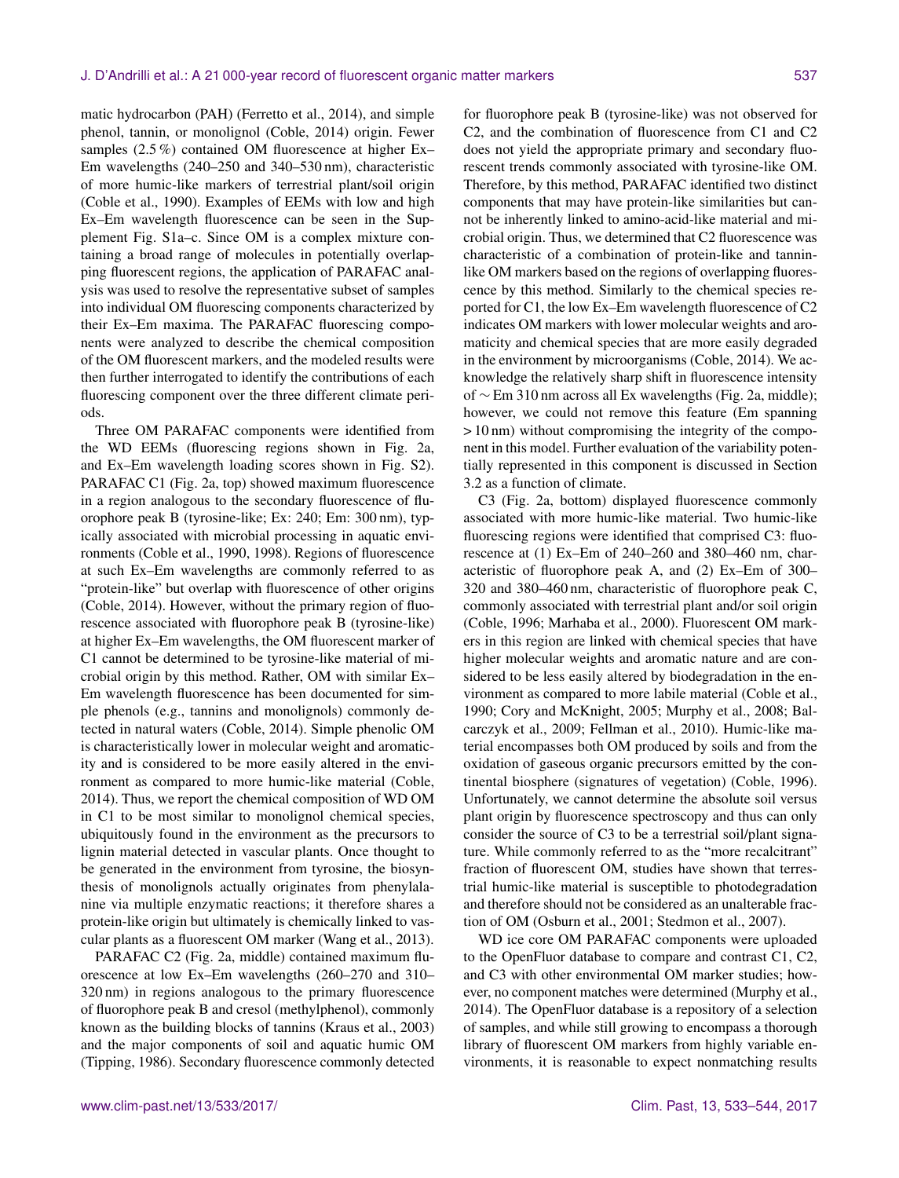matic hydrocarbon (PAH) (Ferretto et al., 2014), and simple phenol, tannin, or monolignol (Coble, 2014) origin. Fewer samples (2.5 %) contained OM fluorescence at higher Ex–Em wavelengths (240–250 and 340–530 nm), characteristic of more humic-like markers of terrestrial plant/soil origin (Coble et al., 1990). Examples of EEMs with low and high Ex–Em wavelength fluorescence can be seen in the Supplement Fig. S1a–c. Since OM is a complex mixture containing a broad range of molecules in potentially overlapping fluorescent regions, the application of PARAFAC analysis was used to resolve the representative subset of samples into individual OM fluorescing components characterized by their Ex–Em maxima. The PARAFAC fluorescing components were analyzed to describe the chemical composition of the OM fluorescent markers, and the modeled results were then further interrogated to identify the contributions of each fluorescing component over the three different climate periods.

Three OM PARAFAC components were identified from the WD EEMs (fluorescing regions shown in Fig. 2a, and Ex–Em wavelength loading scores shown in Fig. S2). PARAFAC C1 (Fig. 2a, top) showed maximum fluorescence in a region analogous to the secondary fluorescence of fluorophore peak B (tyrosine-like; Ex: 240; Em: 300 nm), typically associated with microbial processing in aquatic environments (Coble et al., 1990, 1998). Regions of fluorescence at such Ex–Em wavelengths are commonly referred to as "protein-like" but overlap with fluorescence of other origins (Coble, 2014). However, without the primary region of fluorescence associated with fluorophore peak B (tyrosine-like) at higher Ex–Em wavelengths, the OM fluorescent marker of C1 cannot be determined to be tyrosine-like material of microbial origin by this method. Rather, OM with similar Ex–Em wavelength fluorescence has been documented for simple phenols (e.g., tannins and monolignols) commonly detected in natural waters (Coble, 2014). Simple phenolic OM is characteristically lower in molecular weight and aromaticity and is considered to be more easily altered in the environment as compared to more humic-like material (Coble, 2014). Thus, we report the chemical composition of WD OM in C1 to be most similar to monolignol chemical species, ubiquitously found in the environment as the precursors to lignin material detected in vascular plants. Once thought to be generated in the environment from tyrosine, the biosynthesis of monolignols actually originates from phenylalanine via multiple enzymatic reactions; it therefore shares a protein-like origin but ultimately is chemically linked to vascular plants as a fluorescent OM marker (Wang et al., 2013).

PARAFAC C2 (Fig. 2a, middle) contained maximum fluorescence at low Ex–Em wavelengths (260–270 and 310–320 nm) in regions analogous to the primary fluorescence of fluorophore peak B and cresol (methylphenol), commonly known as the building blocks of tannins (Kraus et al., 2003) and the major components of soil and aquatic humic OM (Tipping, 1986). Secondary fluorescence commonly detected for fluorophore peak B (tyrosine-like) was not observed for C2, and the combination of fluorescence from C1 and C2 does not yield the appropriate primary and secondary fluorescent trends commonly associated with tyrosine-like OM. Therefore, by this method, PARAFAC identified two distinct components that may have protein-like similarities but cannot be inherently linked to amino-acid-like material and microbial origin. Thus, we determined that C2 fluorescence was characteristic of a combination of protein-like and tannin-like OM markers based on the regions of overlapping fluorescence by this method. Similarly to the chemical species reported for C1, the low Ex–Em wavelength fluorescence of C2 indicates OM markers with lower molecular weights and aromaticity and chemical species that are more easily degraded in the environment by microorganisms (Coble, 2014). We acknowledge the relatively sharp shift in fluorescence intensity of $\sim$ Em 310 nm across all Ex wavelengths (Fig. 2a, middle); however, we could not remove this feature (Em spanning > 10 nm) without compromising the integrity of the component in this model. Further evaluation of the variability potentially represented in this component is discussed in Section 3.2 as a function of climate.

C3 (Fig. 2a, bottom) displayed fluorescence commonly associated with more humic-like material. Two humic-like fluorescing regions were identified that comprised C3: fluorescence at (1) Ex–Em of 240–260 and 380–460 nm, characteristic of fluorophore peak A, and (2) Ex–Em of 300–320 and 380–460 nm, characteristic of fluorophore peak C, commonly associated with terrestrial plant and/or soil origin (Coble, 1996; Marhaba et al., 2000). Fluorescent OM markers in this region are linked with chemical species that have higher molecular weights and aromatic nature and are considered to be less easily altered by biodegradation in the environment as compared to more labile material (Coble et al., 1990; Cory and McKnight, 2005; Murphy et al., 2008; Balcarczyk et al., 2009; Fellman et al., 2010). Humic-like material encompasses both OM produced by soils and from the oxidation of gaseous organic precursors emitted by the continental biosphere (signatures of vegetation) (Coble, 1996). Unfortunately, we cannot determine the absolute soil versus plant origin by fluorescence spectroscopy and thus can only consider the source of C3 to be a terrestrial soil/plant signature. While commonly referred to as the "more recalcitrant" fraction of fluorescent OM, studies have shown that terrestrial humic-like material is susceptible to photodegradation and therefore should not be considered as an unalterable fraction of OM (Osburn et al., 2001; Stedmon et al., 2007).

WD ice core OM PARAFAC components were uploaded to the OpenFluor database to compare and contrast C1, C2, and C3 with other environmental OM marker studies; however, no component matches were determined (Murphy et al., 2014). The OpenFluor database is a repository of a selection of samples, and while still growing to encompass a thorough library of fluorescent OM markers from highly variable environments, it is reasonable to expect nonmatching results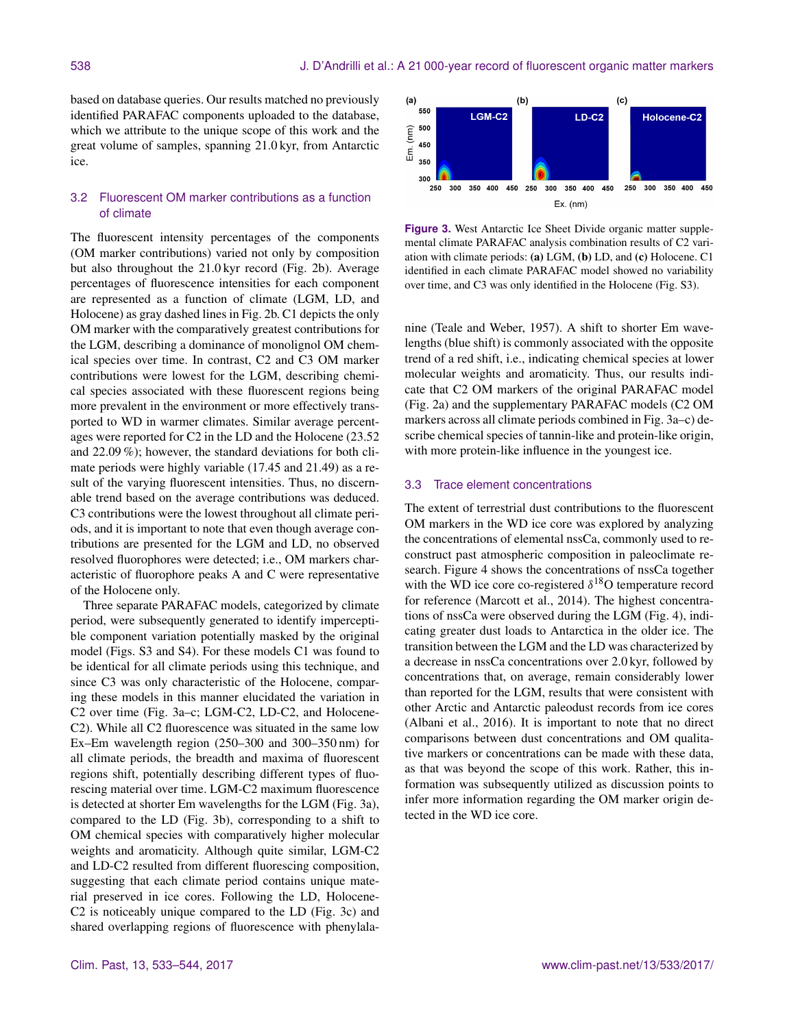based on database queries. Our results matched no previously identified PARAFAC components uploaded to the database, which we attribute to the unique scope of this work and the great volume of samples, spanning 21.0 kyr, from Antarctic ice.

### 3.2 Fluorescent OM marker contributions as a function of climate

The fluorescent intensity percentages of the components (OM marker contributions) varied not only by composition but also throughout the 21.0 kyr record (Fig. 2b). Average percentages of fluorescence intensities for each component are represented as a function of climate (LGM, LD, and Holocene) as gray dashed lines in Fig. 2b. C1 depicts the only OM marker with the comparatively greatest contributions for the LGM, describing a dominance of monolignol OM chemical species over time. In contrast, C2 and C3 OM marker contributions were lowest for the LGM, describing chemical species associated with these fluorescent regions being more prevalent in the environment or more effectively transported to WD in warmer climates. Similar average percentages were reported for C2 in the LD and the Holocene (23.52 and 22.09 %); however, the standard deviations for both climate periods were highly variable (17.45 and 21.49) as a result of the varying fluorescent intensities. Thus, no discernable trend based on the average contributions was deduced. C3 contributions were the lowest throughout all climate periods, and it is important to note that even though average contributions are presented for the LGM and LD, no observed resolved fluorophores were detected; i.e., OM markers characteristic of fluorophore peaks A and C were representative of the Holocene only.

Three separate PARAFAC models, categorized by climate period, were subsequently generated to identify imperceptible component variation potentially masked by the original model (Figs. S3 and S4). For these models C1 was found to be identical for all climate periods using this technique, and since C3 was only characteristic of the Holocene, comparing these models in this manner elucidated the variation in C2 over time (Fig. 3a–c; LGM-C2, LD-C2, and Holocene-C2). While all C2 fluorescence was situated in the same low Ex–Em wavelength region (250–300 and 300–350 nm) for all climate periods, the breadth and maxima of fluorescent regions shift, potentially describing different types of fluorescing material over time. LGM-C2 maximum fluorescence is detected at shorter Em wavelengths for the LGM (Fig. 3a), compared to the LD (Fig. 3b), corresponding to a shift to OM chemical species with comparatively higher molecular weights and aromaticity. Although quite similar, LGM-C2 and LD-C2 resulted from different fluorescing composition, suggesting that each climate period contains unique material preserved in ice cores. Following the LD, Holocene-C2 is noticeably unique compared to the LD (Fig. 3c) and shared overlapping regions of fluorescence with phenylalanine (Teale and Weber, 1957). A shift to shorter Em wavelengths (blue shift) is commonly associated with the opposite trend of a red shift, i.e., indicating chemical species at lower molecular weights and aromaticity. Thus, our results indicate that C2 OM markers of the original PARAFAC model (Fig. 2a) and the supplementary PARAFAC models (C2 OM markers across all climate periods combined in Fig. 3a–c) describe chemical species of tannin-like and protein-like origin, with more protein-like influence in the youngest ice.

**Figure 3.** West Antarctic Ice Sheet Divide organic matter supplemental climate PARAFAC analysis combination results of C2 variation with climate periods: **(a)** LGM, **(b)** LD, and **(c)** Holocene. C1 identified in each climate PARAFAC model showed no variability over time, and C3 was only identified in the Holocene (Fig. S3).

### 3.3 Trace element concentrations

The extent of terrestrial dust contributions to the fluorescent OM markers in the WD ice core was explored by analyzing the concentrations of elemental nssCa, commonly used to reconstruct past atmospheric composition in paleoclimate research. Figure 4 shows the concentrations of nssCa together with the WD ice core co-registered $\delta^{18}$O temperature record for reference (Marcott et al., 2014). The highest concentrations of nssCa were observed during the LGM (Fig. 4), indicating greater dust loads to Antarctica in the older ice. The transition between the LGM and the LD was characterized by a decrease in nssCa concentrations over 2.0 kyr, followed by concentrations that, on average, remain considerably lower than reported for the LGM, results that were consistent with other Arctic and Antarctic paleodust records from ice cores (Albani et al., 2016). It is important to note that no direct comparisons between dust concentrations and OM qualitative markers or concentrations can be made with these data, as that was beyond the scope of this work. Rather, this information was subsequently utilized as discussion points to infer more information regarding the OM marker origin detected in the WD ice core.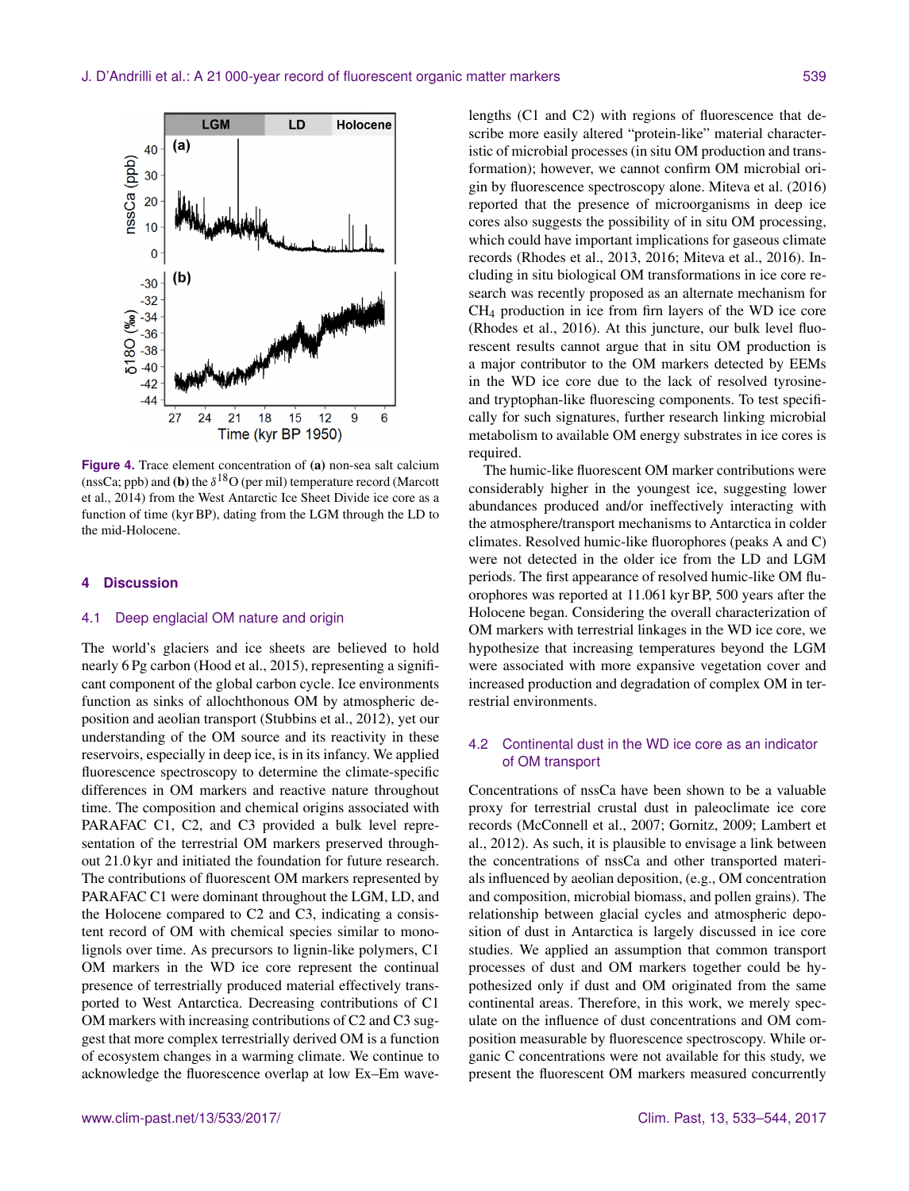Figure 4. Trace element concentration of **(a)** non-sea salt calcium (nssCa; ppb) and **(b)** the $\delta^{18}$O (per mil) temperature record (Marcott et al., 2014) from the West Antarctic Ice Sheet Divide ice core as a function of time (kyr BP), dating from the LGM through the LD to the mid-Holocene.

## 4 Discussion

### 4.1 Deep englacial OM nature and origin

The world's glaciers and ice sheets are believed to hold nearly 6 Pg carbon (Hood et al., 2015), representing a significant component of the global carbon cycle. Ice environments function as sinks of allochthonous OM by atmospheric deposition and aeolian transport (Stubbins et al., 2012), yet our understanding of the OM source and its reactivity in these reservoirs, especially in deep ice, is in its infancy. We applied fluorescence spectroscopy to determine the climate-specific differences in OM markers and reactive nature throughout time. The composition and chemical origins associated with PARAFAC C1, C2, and C3 provided a bulk level representation of the terrestrial OM markers preserved throughout 21.0 kyr and initiated the foundation for future research. The contributions of fluorescent OM markers represented by PARAFAC C1 were dominant throughout the LGM, LD, and the Holocene compared to C2 and C3, indicating a consistent record of OM with chemical species similar to monolignols over time. As precursors to lignin-like polymers, C1 OM markers in the WD ice core represent the continual presence of terrestrially produced material effectively transported to West Antarctica. Decreasing contributions of C1 OM markers with increasing contributions of C2 and C3 suggest that more complex terrestrially derived OM is a function of ecosystem changes in a warming climate. We continue to acknowledge the fluorescence overlap at low Ex–Em wavelengths (C1 and C2) with regions of fluorescence that describe more easily altered "protein-like" material characteristic of microbial processes (in situ OM production and transformation); however, we cannot confirm OM microbial origin by fluorescence spectroscopy alone. Miteva et al. (2016) reported that the presence of microorganisms in deep ice cores also suggests the possibility of in situ OM processing, which could have important implications for gaseous climate records (Rhodes et al., 2013, 2016; Miteva et al., 2016). Including in situ biological OM transformations in ice core research was recently proposed as an alternate mechanism for $CH_4$ production in ice from firn layers of the WD ice core (Rhodes et al., 2016). At this juncture, our bulk level fluorescent results cannot argue that in situ OM production is a major contributor to the OM markers detected by EEMs in the WD ice core due to the lack of resolved tyrosine- and tryptophan-like fluorescing components. To test specifically for such signatures, further research linking microbial metabolism to available OM energy substrates in ice cores is required.

The humic-like fluorescent OM marker contributions were considerably higher in the youngest ice, suggesting lower abundances produced and/or ineffectively interacting with the atmosphere/transport mechanisms to Antarctica in colder climates. Resolved humic-like fluorophores (peaks A and C) were not detected in the older ice from the LD and LGM periods. The first appearance of resolved humic-like OM fluorophores was reported at 11.061 kyr BP, 500 years after the Holocene began. Considering the overall characterization of OM markers with terrestrial linkages in the WD ice core, we hypothesize that increasing temperatures beyond the LGM were associated with more expansive vegetation cover and increased production and degradation of complex OM in terrestrial environments.

### 4.2 Continental dust in the WD ice core as an indicator of OM transport

Concentrations of nssCa have been shown to be a valuable proxy for terrestrial crustal dust in paleoclimate ice core records (McConnell et al., 2007; Gornitz, 2009; Lambert et al., 2012). As such, it is plausible to envisage a link between the concentrations of nssCa and other transported materials influenced by aeolian deposition, (e.g., OM concentration and composition, microbial biomass, and pollen grains). The relationship between glacial cycles and atmospheric deposition of dust in Antarctica is largely discussed in ice core studies. We applied an assumption that common transport processes of dust and OM markers together could be hypothesized only if dust and OM originated from the same continental areas. Therefore, in this work, we merely speculate on the influence of dust concentrations and OM composition measurable by fluorescence spectroscopy. While organic C concentrations were not available for this study, we present the fluorescent OM markers measured concurrently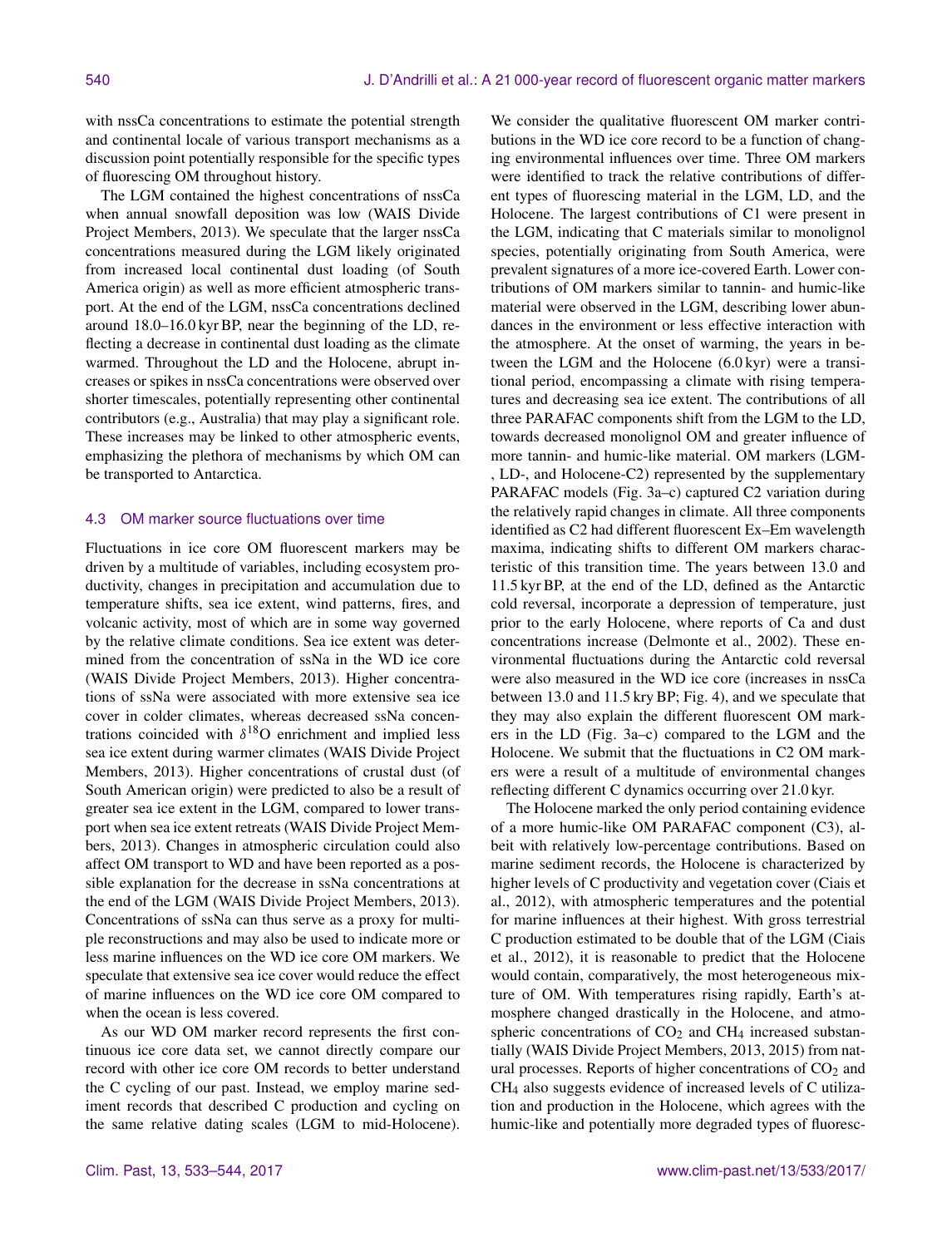with nssCa concentrations to estimate the potential strength and continental locale of various transport mechanisms as a discussion point potentially responsible for the specific types of fluorescing OM throughout history.

The LGM contained the highest concentrations of nssCa when annual snowfall deposition was low (WAIS Divide Project Members, 2013). We speculate that the larger nssCa concentrations measured during the LGM likely originated from increased local continental dust loading (of South America origin) as well as more efficient atmospheric transport. At the end of the LGM, nssCa concentrations declined around 18.0–16.0 kyr BP, near the beginning of the LD, reflecting a decrease in continental dust loading as the climate warmed. Throughout the LD and the Holocene, abrupt increases or spikes in nssCa concentrations were observed over shorter timescales, potentially representing other continental contributors (e.g., Australia) that may play a significant role. These increases may be linked to other atmospheric events, emphasizing the plethora of mechanisms by which OM can be transported to Antarctica.

### 4.3 OM marker source fluctuations over time

Fluctuations in ice core OM fluorescent markers may be driven by a multitude of variables, including ecosystem productivity, changes in precipitation and accumulation due to temperature shifts, sea ice extent, wind patterns, fires, and volcanic activity, most of which are in some way governed by the relative climate conditions. Sea ice extent was determined from the concentration of ssNa in the WD ice core (WAIS Divide Project Members, 2013). Higher concentrations of ssNa were associated with more extensive sea ice cover in colder climates, whereas decreased ssNa concentrations coincided with $\delta^{18}O$ enrichment and implied less sea ice extent during warmer climates (WAIS Divide Project Members, 2013). Higher concentrations of crustal dust (of South American origin) were predicted to also be a result of greater sea ice extent in the LGM, compared to lower transport when sea ice extent retreats (WAIS Divide Project Members, 2013). Changes in atmospheric circulation could also affect OM transport to WD and have been reported as a possible explanation for the decrease in ssNa concentrations at the end of the LGM (WAIS Divide Project Members, 2013). Concentrations of ssNa can thus serve as a proxy for multiple reconstructions and may also be used to indicate more or less marine influences on the WD ice core OM markers. We speculate that extensive sea ice cover would reduce the effect of marine influences on the WD ice core OM compared to when the ocean is less covered.

As our WD OM marker record represents the first continuous ice core data set, we cannot directly compare our record with other ice core OM records to better understand the C cycling of our past. Instead, we employ marine sediment records that described C production and cycling on the same relative dating scales (LGM to mid-Holocene). We consider the qualitative fluorescent OM marker contributions in the WD ice core record to be a function of changing environmental influences over time. Three OM markers were identified to track the relative contributions of different types of fluorescing material in the LGM, LD, and the Holocene. The largest contributions of C1 were present in the LGM, indicating that C materials similar to monolignol species, potentially originating from South America, were prevalent signatures of a more ice-covered Earth. Lower contributions of OM markers similar to tannin- and humic-like material were observed in the LGM, describing lower abundances in the environment or less effective interaction with the atmosphere. At the onset of warming, the years in between the LGM and the Holocene (6.0 kyr) were a transitional period, encompassing a climate with rising temperatures and decreasing sea ice extent. The contributions of all three PARAFAC components shift from the LGM to the LD, towards decreased monolignol OM and greater influence of more tannin- and humic-like material. OM markers (LGM-, LD-, and Holocene-C2) represented by the supplementary PARAFAC models (Fig. 3a–c) captured C2 variation during the relatively rapid changes in climate. All three components identified as C2 had different fluorescent Ex–Em wavelength maxima, indicating shifts to different OM markers characteristic of this transition time. The years between 13.0 and 11.5 kyr BP, at the end of the LD, defined as the Antarctic cold reversal, incorporate a depression of temperature, just prior to the early Holocene, where reports of Ca and dust concentrations increase (Delmonte et al., 2002). These environmental fluctuations during the Antarctic cold reversal were also measured in the WD ice core (increases in nssCa between 13.0 and 11.5 kry BP; Fig. 4), and we speculate that they may also explain the different fluorescent OM markers in the LD (Fig. 3a–c) compared to the LGM and the Holocene. We submit that the fluctuations in C2 OM markers were a result of a multitude of environmental changes reflecting different C dynamics occurring over 21.0 kyr.

The Holocene marked the only period containing evidence of a more humic-like OM PARAFAC component (C3), albeit with relatively low-percentage contributions. Based on marine sediment records, the Holocene is characterized by higher levels of C productivity and vegetation cover (Ciais et al., 2012), with atmospheric temperatures and the potential for marine influences at their highest. With gross terrestrial C production estimated to be double that of the LGM (Ciais et al., 2012), it is reasonable to predict that the Holocene would contain, comparatively, the most heterogeneous mixture of OM. With temperatures rising rapidly, Earth's atmosphere changed drastically in the Holocene, and atmospheric concentrations of $CO_2$ and $CH_4$ increased substantially (WAIS Divide Project Members, 2013, 2015) from natural processes. Reports of higher concentrations of $CO_2$ and $CH_4$ also suggests evidence of increased levels of C utilization and production in the Holocene, which agrees with the humic-like and potentially more degraded types of fluoresc-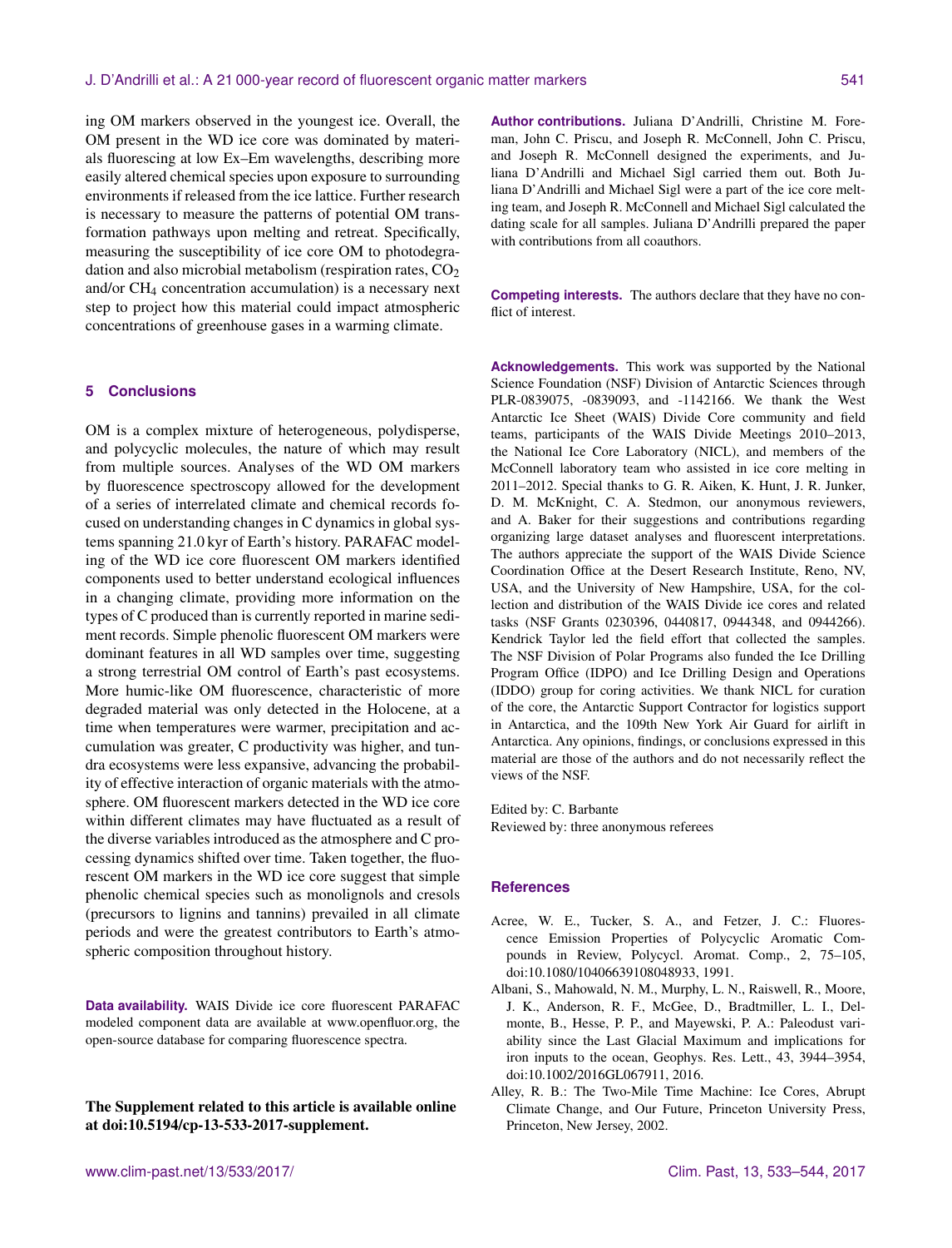ing OM markers observed in the youngest ice. Overall, the OM present in the WD ice core was dominated by materials fluorescing at low Ex–Em wavelengths, describing more easily altered chemical species upon exposure to surrounding environments if released from the ice lattice. Further research is necessary to measure the patterns of potential OM transformation pathways upon melting and retreat. Specifically, measuring the susceptibility of ice core OM to photodegradation and also microbial metabolism (respiration rates, $CO_2$ and/or $CH_4$ concentration accumulation) is a necessary next step to project how this material could impact atmospheric concentrations of greenhouse gases in a warming climate.

## 5 Conclusions

OM is a complex mixture of heterogeneous, polydisperse, and polycyclic molecules, the nature of which may result from multiple sources. Analyses of the WD OM markers by fluorescence spectroscopy allowed for the development of a series of interrelated climate and chemical records focused on understanding changes in C dynamics in global systems spanning 21.0 kyr of Earth's history. PARAFAC modeling of the WD ice core fluorescent OM markers identified components used to better understand ecological influences in a changing climate, providing more information on the types of C produced than is currently reported in marine sediment records. Simple phenolic fluorescent OM markers were dominant features in all WD samples over time, suggesting a strong terrestrial OM control of Earth's past ecosystems. More humic-like OM fluorescence, characteristic of more degraded material was only detected in the Holocene, at a time when temperatures were warmer, precipitation and accumulation was greater, C productivity was higher, and tundra ecosystems were less expansive, advancing the probability of effective interaction of organic materials with the atmosphere. OM fluorescent markers detected in the WD ice core within different climates may have fluctuated as a result of the diverse variables introduced as the atmosphere and C processing dynamics shifted over time. Taken together, the fluorescent OM markers in the WD ice core suggest that simple phenolic chemical species such as monolignols and cresols (precursors to lignins and tannins) prevailed in all climate periods and were the greatest contributors to Earth's atmospheric composition throughout history.

**Data availability.** WAIS Divide ice core fluorescent PARAFAC modeled component data are available at www.openfluor.org, the open-source database for comparing fluorescence spectra.

**The Supplement related to this article is available online at doi:10.5194/cp-13-533-2017-supplement.**

**Author contributions.** Juliana D'Andrilli, Christine M. Foreman, John C. Priscu, and Joseph R. McConnell, John C. Priscu, and Joseph R. McConnell designed the experiments, and Juliana D'Andrilli and Michael Sigl carried them out. Both Juliana D'Andrilli and Michael Sigl were a part of the ice core melting team, and Joseph R. McConnell and Michael Sigl calculated the dating scale for all samples. Juliana D'Andrilli prepared the paper with contributions from all coauthors.

**Competing interests.** The authors declare that they have no conflict of interest.

**Acknowledgements.** This work was supported by the National Science Foundation (NSF) Division of Antarctic Sciences through PLR-0839075, -0839093, and -1142166. We thank the West Antarctic Ice Sheet (WAIS) Divide Core community and field teams, participants of the WAIS Divide Meetings 2010–2013, the National Ice Core Laboratory (NICL), and members of the McConnell laboratory team who assisted in ice core melting in 2011–2012. Special thanks to G. R. Aiken, K. Hunt, J. R. Junker, D. M. McKnight, C. A. Stedmon, our anonymous reviewers, and A. Baker for their suggestions and contributions regarding organizing large dataset analyses and fluorescent interpretations. The authors appreciate the support of the WAIS Divide Science Coordination Office at the Desert Research Institute, Reno, NV, USA, and the University of New Hampshire, USA, for the collection and distribution of the WAIS Divide ice cores and related tasks (NSF Grants 0230396, 0440817, 0944348, and 0944266). Kendrick Taylor led the field effort that collected the samples. The NSF Division of Polar Programs also funded the Ice Drilling Program Office (IDPO) and Ice Drilling Design and Operations (IDDO) group for coring activities. We thank NICL for curation of the core, the Antarctic Support Contractor for logistics support in Antarctica, and the 109th New York Air Guard for airlift in Antarctica. Any opinions, findings, or conclusions expressed in this material are those of the authors and do not necessarily reflect the views of the NSF.

Edited by: C. Barbante
Reviewed by: three anonymous referees

## References

Acree, W. E., Tucker, S. A., and Fetzer, J. C.: Fluorescence Emission Properties of Polycyclic Aromatic Compounds in Review, Polycycl. Aromat. Comp., 2, 75–105, doi:10.1080/10406639108048933, 1991.

Albani, S., Mahowald, N. M., Murphy, L. N., Raiswell, R., Moore, J. K., Anderson, R. F., McGee, D., Bradtmiller, L. I., Delmonte, B., Hesse, P. P., and Mayewski, P. A.: Paleodust variability since the Last Glacial Maximum and implications for iron inputs to the ocean, Geophys. Res. Lett., 43, 3944–3954, doi:10.1002/2016GL067911, 2016.

Alley, R. B.: The Two-Mile Time Machine: Ice Cores, Abrupt Climate Change, and Our Future, Princeton University Press, Princeton, New Jersey, 2002.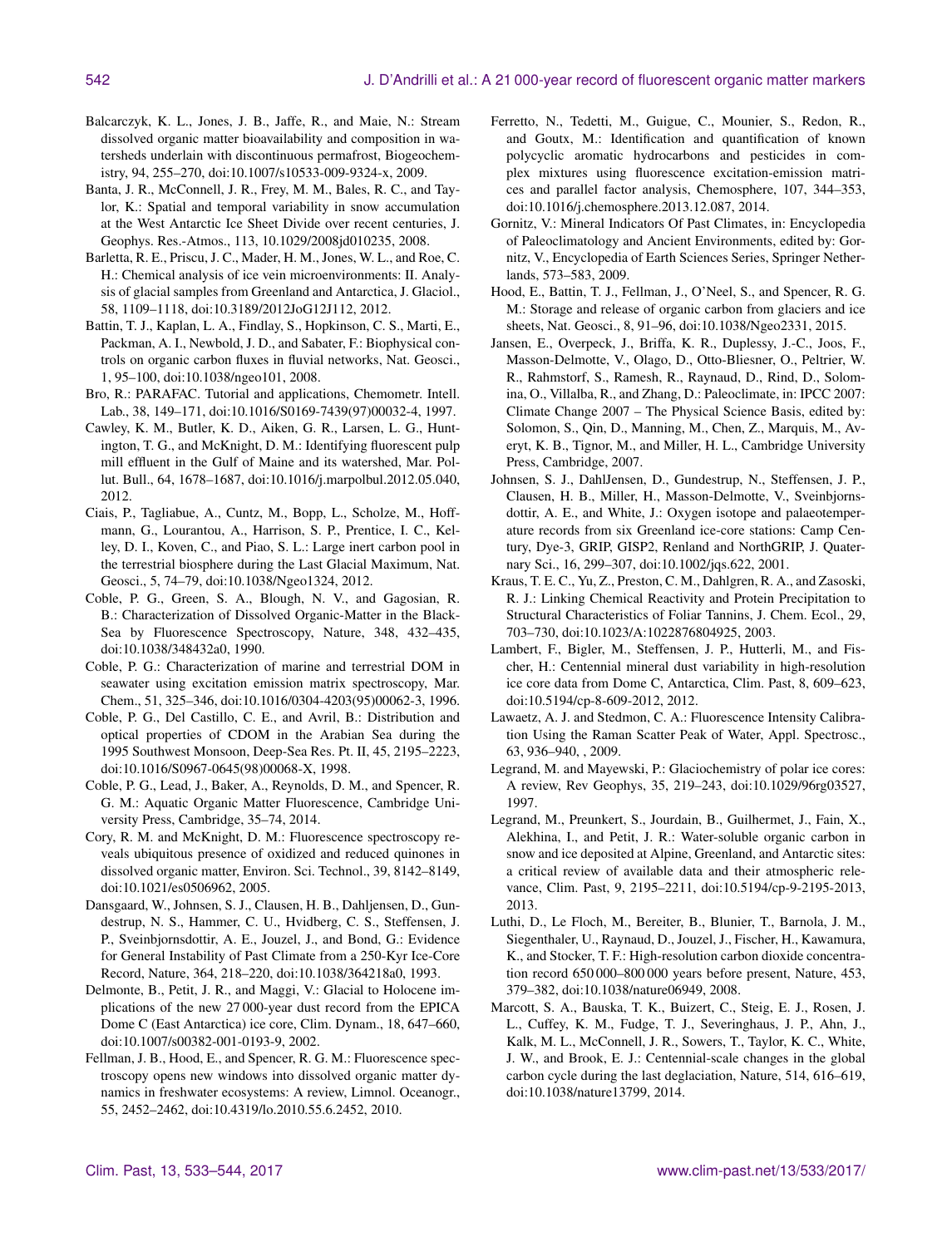Balcarczyk, K. L., Jones, J. B., Jaffe, R., and Maie, N.: Stream dissolved organic matter bioavailability and composition in watersheds underlain with discontinuous permafrost, Biogeochemistry, 94, 255–270, doi:10.1007/s10533-009-9324-x, 2009.

Banta, J. R., McConnell, J. R., Frey, M. M., Bales, R. C., and Taylor, K.: Spatial and temporal variability in snow accumulation at the West Antarctic Ice Sheet Divide over recent centuries, J. Geophys. Res.-Atmos., 113, 10.1029/2008jd010235, 2008.

Barletta, R. E., Priscu, J. C., Mader, H. M., Jones, W. L., and Roe, C. H.: Chemical analysis of ice vein microenvironments: II. Analysis of glacial samples from Greenland and Antarctica, J. Glaciol., 58, 1109–1118, doi:10.3189/2012JoG12J112, 2012.

Battin, T. J., Kaplan, L. A., Findlay, S., Hopkinson, C. S., Marti, E., Packman, A. I., Newbold, J. D., and Sabater, F.: Biophysical controls on organic carbon fluxes in fluvial networks, Nat. Geosci., 1, 95–100, doi:10.1038/ngeo101, 2008.

Bro, R.: PARAFAC. Tutorial and applications, Chemometr. Intell. Lab., 38, 149–171, doi:10.1016/S0169-7439(97)00032-4, 1997.

Cawley, K. M., Butler, K. D., Aiken, G. R., Larsen, L. G., Huntington, T. G., and McKnight, D. M.: Identifying fluorescent pulp mill effluent in the Gulf of Maine and its watershed, Mar. Pollut. Bull., 64, 1678–1687, doi:10.1016/j.marpolbul.2012.05.040, 2012.

Ciais, P., Tagliabue, A., Cuntz, M., Bopp, L., Scholze, M., Hoffmann, G., Lourantou, A., Harrison, S. P., Prentice, I. C., Kelley, D. I., Koven, C., and Piao, S. L.: Large inert carbon pool in the terrestrial biosphere during the Last Glacial Maximum, Nat. Geosci., 5, 74–79, doi:10.1038/Ngeo1324, 2012.

Coble, P. G., Green, S. A., Blough, N. V., and Gagosian, R. B.: Characterization of Dissolved Organic-Matter in the Black-Sea by Fluorescence Spectroscopy, Nature, 348, 432–435, doi:10.1038/348432a0, 1990.

Coble, P. G.: Characterization of marine and terrestrial DOM in seawater using excitation emission matrix spectroscopy, Mar. Chem., 51, 325–346, doi:10.1016/0304-4203(95)00062-3, 1996.

Coble, P. G., Del Castillo, C. E., and Avril, B.: Distribution and optical properties of CDOM in the Arabian Sea during the 1995 Southwest Monsoon, Deep-Sea Res. Pt. II, 45, 2195–2223, doi:10.1016/S0967-0645(98)00068-X, 1998.

Coble, P. G., Lead, J., Baker, A., Reynolds, D. M., and Spencer, R. G. M.: Aquatic Organic Matter Fluorescence, Cambridge University Press, Cambridge, 35–74, 2014.

Cory, R. M. and McKnight, D. M.: Fluorescence spectroscopy reveals ubiquitous presence of oxidized and reduced quinones in dissolved organic matter, Environ. Sci. Technol., 39, 8142–8149, doi:10.1021/es0506962, 2005.

Dansgaard, W., Johnsen, S. J., Clausen, H. B., Dahljensen, D., Gundestrup, N. S., Hammer, C. U., Hvidberg, C. S., Steffensen, J. P., Sveinbjornsdottir, A. E., Jouzel, J., and Bond, G.: Evidence for General Instability of Past Climate from a 250-Kyr Ice-Core Record, Nature, 364, 218–220, doi:10.1038/364218a0, 1993.

Delmonte, B., Petit, J. R., and Maggi, V.: Glacial to Holocene implications of the new 27 000-year dust record from the EPICA Dome C (East Antarctica) ice core, Clim. Dynam., 18, 647–660, doi:10.1007/s00382-001-0193-9, 2002.

Fellman, J. B., Hood, E., and Spencer, R. G. M.: Fluorescence spectroscopy opens new windows into dissolved organic matter dynamics in freshwater ecosystems: A review, Limnol. Oceanogr., 55, 2452–2462, doi:10.4319/lo.2010.55.6.2452, 2010.

Ferretto, N., Tedetti, M., Guigue, C., Mounier, S., Redon, R., and Goutx, M.: Identification and quantification of known polycyclic aromatic hydrocarbons and pesticides in complex mixtures using fluorescence excitation-emission matrices and parallel factor analysis, Chemosphere, 107, 344–353, doi:10.1016/j.chemosphere.2013.12.087, 2014.

Gornitz, V.: Mineral Indicators Of Past Climates, in: Encyclopedia of Paleoclimatology and Ancient Environments, edited by: Gornitz, V., Encyclopedia of Earth Sciences Series, Springer Netherlands, 573–583, 2009.

Hood, E., Battin, T. J., Fellman, J., O'Neel, S., and Spencer, R. G. M.: Storage and release of organic carbon from glaciers and ice sheets, Nat. Geosci., 8, 91–96, doi:10.1038/Ngeo2331, 2015.

Jansen, E., Overpeck, J., Briffa, K. R., Duplessy, J.-C., Joos, F., Masson-Delmotte, V., Olago, D., Otto-Bliesner, O., Peltrier, W. R., Rahmstorf, S., Ramesh, R., Raynaud, D., Rind, D., Solomina, O., Villalba, R., and Zhang, D.: Paleoclimate, in: IPCC 2007: Climate Change 2007 – The Physical Science Basis, edited by: Solomon, S., Qin, D., Manning, M., Chen, Z., Marquis, M., Averyt, K. B., Tignor, M., and Miller, H. L., Cambridge University Press, Cambridge, 2007.

Johnsen, S. J., DahlJensen, D., Gundestrup, N., Steffensen, J. P., Clausen, H. B., Miller, H., Masson-Delmotte, V., Sveinbjornsdottir, A. E., and White, J.: Oxygen isotope and palaeotemperature records from six Greenland ice-core stations: Camp Century, Dye-3, GRIP, GISP2, Renland and NorthGRIP, J. Quaternary Sci., 16, 299–307, doi:10.1002/jqs.622, 2001.

Kraus, T. E. C., Yu, Z., Preston, C. M., Dahlgren, R. A., and Zasoski, R. J.: Linking Chemical Reactivity and Protein Precipitation to Structural Characteristics of Foliar Tannins, J. Chem. Ecol., 29, 703–730, doi:10.1023/A:1022876804925, 2003.

Lambert, F., Bigler, M., Steffensen, J. P., Hutterli, M., and Fischer, H.: Centennial mineral dust variability in high-resolution ice core data from Dome C, Antarctica, Clim. Past, 8, 609–623, doi:10.5194/cp-8-609-2012, 2012.

Lawaetz, A. J. and Stedmon, C. A.: Fluorescence Intensity Calibration Using the Raman Scatter Peak of Water, Appl. Spectrosc., 63, 936–940, , 2009.

Legrand, M. and Mayewski, P.: Glaciochemistry of polar ice cores: A review, Rev Geophys, 35, 219–243, doi:10.1029/96rg03527, 1997.

Legrand, M., Preunkert, S., Jourdain, B., Guilhermet, J., Fain, X., Alekhina, I., and Petit, J. R.: Water-soluble organic carbon in snow and ice deposited at Alpine, Greenland, and Antarctic sites: a critical review of available data and their atmospheric relevance, Clim. Past, 9, 2195–2211, doi:10.5194/cp-9-2195-2013, 2013.

Luthi, D., Le Floch, M., Bereiter, B., Blunier, T., Barnola, J. M., Siegenthaler, U., Raynaud, D., Jouzel, J., Fischer, H., Kawamura, K., and Stocker, T. F.: High-resolution carbon dioxide concentration record 650 000–800 000 years before present, Nature, 453, 379–382, doi:10.1038/nature06949, 2008.

Marcott, S. A., Bauska, T. K., Buizert, C., Steig, E. J., Rosen, J. L., Cuffey, K. M., Fudge, T. J., Severinghaus, J. P., Ahn, J., Kalk, M. L., McConnell, J. R., Sowers, T., Taylor, K. C., White, J. W., and Brook, E. J.: Centennial-scale changes in the global carbon cycle during the last deglaciation, Nature, 514, 616–619, doi:10.1038/nature13799, 2014.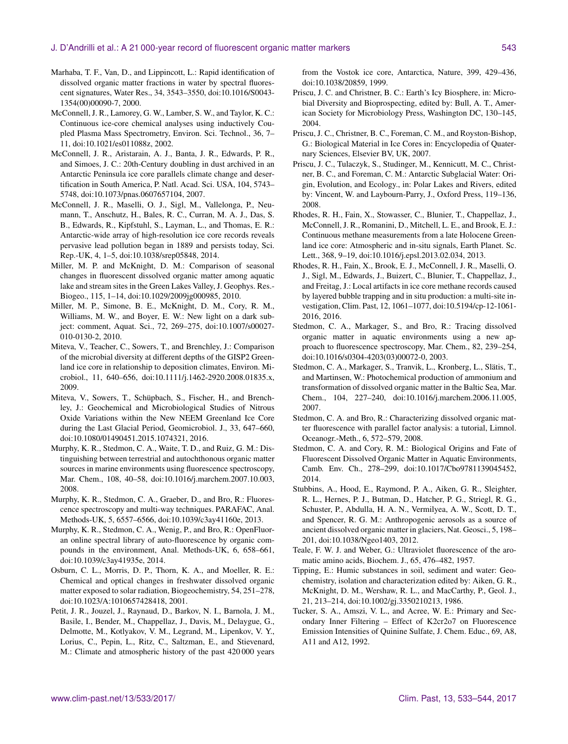Marhaba, T. F., Van, D., and Lippincott, L.: Rapid identification of dissolved organic matter fractions in water by spectral fluorescent signatures, Water Res., 34, 3543–3550, doi:10.1016/S0043-1354(00)00090-7, 2000.

McConnell, J. R., Lamorey, G. W., Lamber, S. W., and Taylor, K. C.: Continuous ice-core chemical analyses using inductively Coupled Plasma Mass Spectrometry, Environ. Sci. Technol., 36, 7–11, doi:10.1021/es011088z, 2002.

McConnell, J. R., Aristarain, A. J., Banta, J. R., Edwards, P. R., and Simoes, J. C.: 20th-Century doubling in dust archived in an Antarctic Peninsula ice core parallels climate change and desertification in South America, P. Natl. Acad. Sci. USA, 104, 5743–5748, doi:10.1073/pnas.0607657104, 2007.

McConnell, J. R., Maselli, O. J., Sigl, M., Vallelonga, P., Neumann, T., Anschutz, H., Bales, R. C., Curran, M. A. J., Das, S. B., Edwards, R., Kipfstuhl, S., Layman, L., and Thomas, E. R.: Antarctic-wide array of high-resolution ice core records reveals pervasive lead pollution began in 1889 and persists today, Sci. Rep.-UK, 4, 1–5, doi:10.1038/srep05848, 2014.

Miller, M. P. and McKnight, D. M.: Comparison of seasonal changes in fluorescent dissolved organic matter among aquatic lake and stream sites in the Green Lakes Valley, J. Geophys. Res.-Biogeo., 115, 1–14, doi:10.1029/2009jg000985, 2010.

Miller, M. P., Simone, B. E., McKnight, D. M., Cory, R. M., Williams, M. W., and Boyer, E. W.: New light on a dark subject: comment, Aquat. Sci., 72, 269–275, doi:10.1007/s00027-010-0130-2, 2010.

Miteva, V., Teacher, C., Sowers, T., and Brenchley, J.: Comparison of the microbial diversity at different depths of the GISP2 Greenland ice core in relationship to deposition climates, Environ. Microbiol., 11, 640–656, doi:10.1111/j.1462-2920.2008.01835.x, 2009.

Miteva, V., Sowers, T., Schüpbach, S., Fischer, H., and Brenchley, J.: Geochemical and Microbiological Studies of Nitrous Oxide Variations within the New NEEM Greenland Ice Core during the Last Glacial Period, Geomicrobiol. J., 33, 647–660, doi:10.1080/01490451.2015.1074321, 2016.

Murphy, K. R., Stedmon, C. A., Waite, T. D., and Ruiz, G. M.: Distinguishing between terrestrial and autochthonous organic matter sources in marine environments using fluorescence spectroscopy, Mar. Chem., 108, 40–58, doi:10.1016/j.marchem.2007.10.003, 2008.

Murphy, K. R., Stedmon, C. A., Graeber, D., and Bro, R.: Fluorescence spectroscopy and multi-way techniques. PARAFAC, Anal. Methods-UK, 5, 6557–6566, doi:10.1039/c3ay41160e, 2013.

Murphy, K. R., Stedmon, C. A., Wenig, P., and Bro, R.: OpenFluor-an online spectral library of auto-fluorescence by organic compounds in the environment, Anal. Methods-UK, 6, 658–661, doi:10.1039/c3ay41935e, 2014.

Osburn, C. L., Morris, D. P., Thorn, K. A., and Moeller, R. E.: Chemical and optical changes in freshwater dissolved organic matter exposed to solar radiation, Biogeochemistry, 54, 251–278, doi:10.1023/A:1010657428418, 2001.

Petit, J. R., Jouzel, J., Raynaud, D., Barkov, N. I., Barnola, J. M., Basile, I., Bender, M., Chappellaz, J., Davis, M., Delaygue, G., Delmotte, M., Kotlyakov, V. M., Legrand, M., Lipenkov, V. Y., Lorius, C., Pepin, L., Ritz, C., Saltzman, E., and Stievenard, M.: Climate and atmospheric history of the past 420 000 years from the Vostok ice core, Antarctica, Nature, 399, 429–436, doi:10.1038/20859, 1999.

Priscu, J. C. and Christner, B. C.: Earth's Icy Biosphere, in: Microbial Diversity and Bioprospecting, edited by: Bull, A. T., American Society for Microbiology Press, Washington DC, 130–145, 2004.

Priscu, J. C., Christner, B. C., Foreman, C. M., and Royston-Bishop, G.: Biological Material in Ice Cores in: Encyclopedia of Quaternary Sciences, Elsevier BV, UK, 2007.

Priscu, J. C., Tulaczyk, S., Studinger, M., Kennicutt, M. C., Christner, B. C., and Foreman, C. M.: Antarctic Subglacial Water: Origin, Evolution, and Ecology., in: Polar Lakes and Rivers, edited by: Vincent, W. and Laybourn-Parry, J., Oxford Press, 119–136, 2008.

Rhodes, R. H., Fain, X., Stowasser, C., Blunier, T., Chappellaz, J., McConnell, J. R., Romanini, D., Mitchell, L. E., and Brook, E. J.: Continuous methane measurements from a late Holocene Greenland ice core: Atmospheric and in-situ signals, Earth Planet. Sc. Lett., 368, 9–19, doi:10.1016/j.epsl.2013.02.034, 2013.

Rhodes, R. H., Fain, X., Brook, E. J., McConnell, J. R., Maselli, O. J., Sigl, M., Edwards, J., Buizert, C., Blunier, T., Chappellaz, J., and Freitag, J.: Local artifacts in ice core methane records caused by layered bubble trapping and in situ production: a multi-site investigation, Clim. Past, 12, 1061–1077, doi:10.5194/cp-12-1061-2016, 2016.

Stedmon, C. A., Markager, S., and Bro, R.: Tracing dissolved organic matter in aquatic environments using a new approach to fluorescence spectroscopy, Mar. Chem., 82, 239–254, doi:10.1016/s0304-4203(03)00072-0, 2003.

Stedmon, C. A., Markager, S., Tranvik, L., Kronberg, L., Slätis, T., and Martinsen, W.: Photochemical production of ammonium and transformation of dissolved organic matter in the Baltic Sea, Mar. Chem., 104, 227–240, doi:10.1016/j.marchem.2006.11.005, 2007.

Stedmon, C. A. and Bro, R.: Characterizing dissolved organic matter fluorescence with parallel factor analysis: a tutorial, Limnol. Oceanogr.-Meth., 6, 572–579, 2008.

Stedmon, C. A. and Cory, R. M.: Biological Origins and Fate of Fluorescent Dissolved Organic Matter in Aquatic Environments, Camb. Env. Ch., 278–299, doi:10.1017/Cbo9781139045452, 2014.

Stubbins, A., Hood, E., Raymond, P. A., Aiken, G. R., Sleighter, R. L., Hernes, P. J., Butman, D., Hatcher, P. G., Striegl, R. G., Schuster, P., Abdulla, H. A. N., Vermilyea, A. W., Scott, D. T., and Spencer, R. G. M.: Anthropogenic aerosols as a source of ancient dissolved organic matter in glaciers, Nat. Geosci., 5, 198–201, doi:10.1038/Ngeo1403, 2012.

Teale, F. W. J. and Weber, G.: Ultraviolet fluorescence of the aromatic amino acids, Biochem. J., 65, 476–482, 1957.

Tipping, E.: Humic substances in soil, sediment and water: Geochemistry, isolation and characterization edited by: Aiken, G. R., McKnight, D. M., Wershaw, R. L., and MacCarthy, P., Geol. J., 21, 213–214, doi:10.1002/gj.3350210213, 1986.

Tucker, S. A., Amszi, V. L., and Acree, W. E.: Primary and Secondary Inner Filtering – Effect of K2cr2o7 on Fluorescence Emission Intensities of Quinine Sulfate, J. Chem. Educ., 69, A8, A11 and A12, 1992.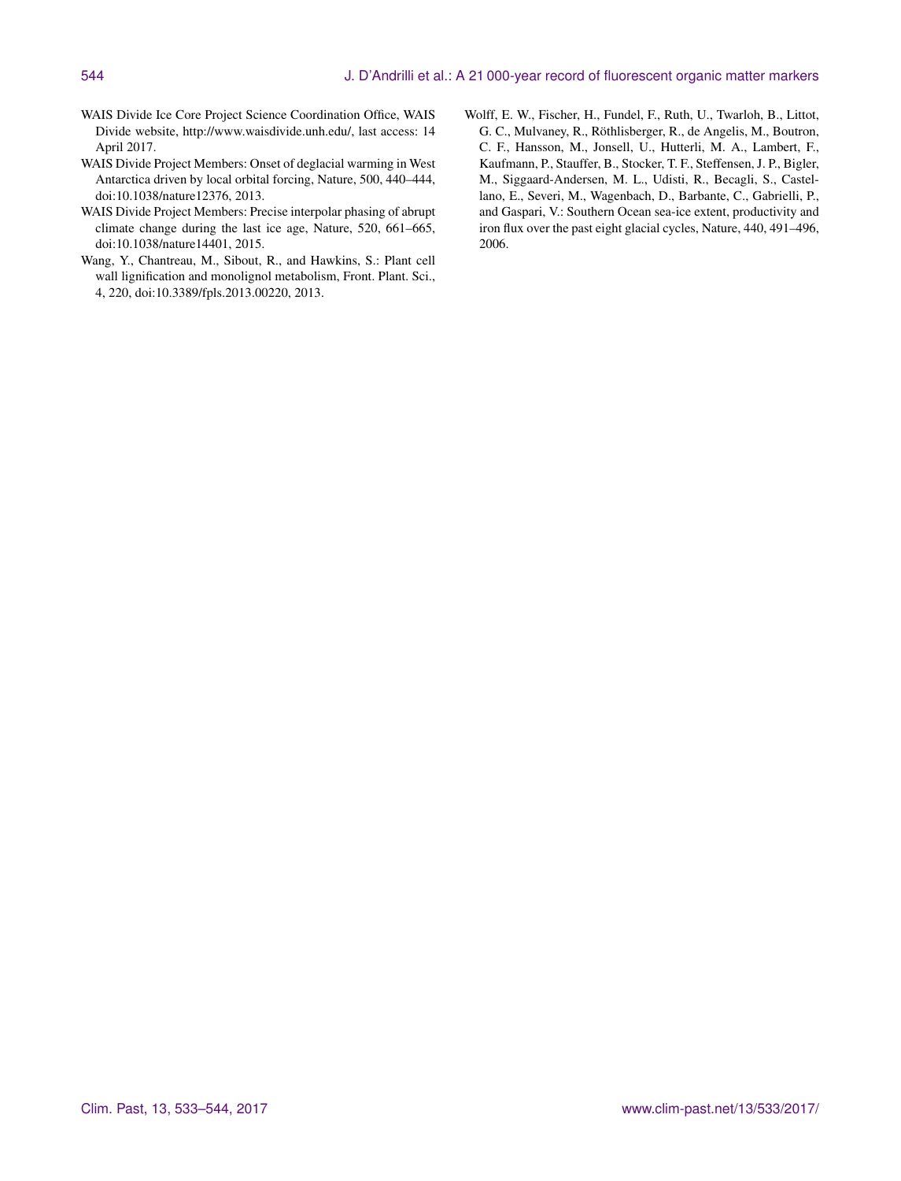WAIS Divide Ice Core Project Science Coordination Office, WAIS Divide website, http://www.waisdivide.unh.edu/, last access: 14 April 2017.

WAIS Divide Project Members: Onset of deglacial warming in West Antarctica driven by local orbital forcing, Nature, 500, 440–444, doi:10.1038/nature12376, 2013.

WAIS Divide Project Members: Precise interpolar phasing of abrupt climate change during the last ice age, Nature, 520, 661–665, doi:10.1038/nature14401, 2015.

Wang, Y., Chantreau, M., Sibout, R., and Hawkins, S.: Plant cell wall lignification and monolignol metabolism, Front. Plant. Sci., 4, 220, doi:10.3389/fpls.2013.00220, 2013.

Wolff, E. W., Fischer, H., Fundel, F., Ruth, U., Twarloh, B., Littot, G. C., Mulvaney, R., Röthlisberger, R., de Angelis, M., Boutron, C. F., Hansson, M., Jonsell, U., Hutterli, M. A., Lambert, F., Kaufmann, P., Stauffer, B., Stocker, T. F., Steffensen, J. P., Bigler, M., Siggaard-Andersen, M. L., Udisti, R., Becagli, S., Castellano, E., Severi, M., Wagenbach, D., Barbante, C., Gabrielli, P., and Gaspari, V.: Southern Ocean sea-ice extent, productivity and iron flux over the past eight glacial cycles, Nature, 440, 491–496, 2006.